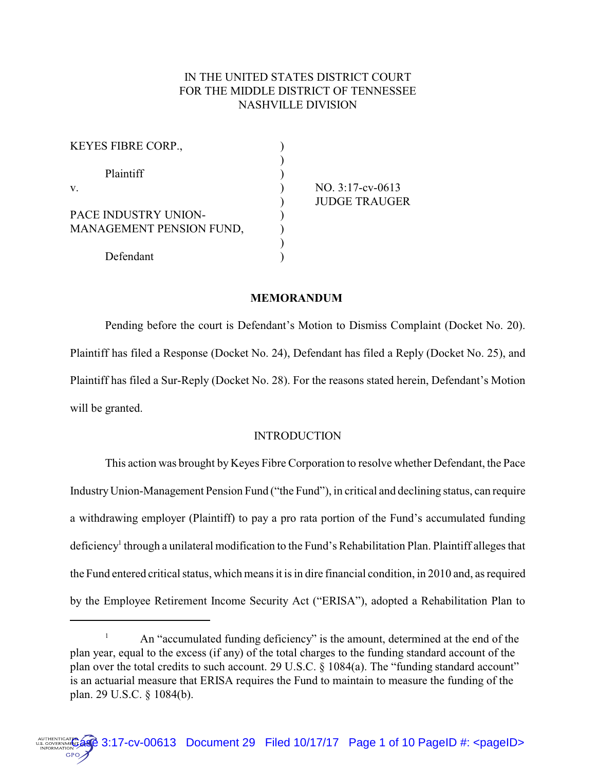IN THE UNITED STATES DISTRICT COURT
FOR THE MIDDLE DISTRICT OF TENNESSEE
NASHVILLE DIVISION

| | | |
|---|---|---|
| KEYES FIBRE CORP., | ) | |
| | ) | |
| Plaintiff | ) | |
| v. | ) | NO. 3:17-cv-0613 |
| | ) | JUDGE TRAUGER |
| PACE INDUSTRY UNION-MANAGEMENT PENSION FUND, | ) | |
| | ) | |
| Defendant | ) | |

**MEMORANDUM**

Pending before the court is Defendant's Motion to Dismiss Complaint (Docket No. 20). Plaintiff has filed a Response (Docket No. 24), Defendant has filed a Reply (Docket No. 25), and Plaintiff has filed a Sur-Reply (Docket No. 28). For the reasons stated herein, Defendant's Motion will be granted.

INTRODUCTION

This action was brought by Keyes Fibre Corporation to resolve whether Defendant, the Pace Industry Union-Management Pension Fund ("the Fund"), in critical and declining status, can require a withdrawing employer (Plaintiff) to pay a pro rata portion of the Fund's accumulated funding deficiency[1] through a unilateral modification to the Fund's Rehabilitation Plan. Plaintiff alleges that the Fund entered critical status, which means it is in dire financial condition, in 2010 and, as required by the Employee Retirement Income Security Act ("ERISA"), adopted a Rehabilitation Plan to

[1] An "accumulated funding deficiency" is the amount, determined at the end of the plan year, equal to the excess (if any) of the total charges to the funding standard account of the plan over the total credits to such account. 29 U.S.C. § 1084(a). The "funding standard account" is an actuarial measure that ERISA requires the Fund to maintain to measure the funding of the plan. 29 U.S.C. § 1084(b).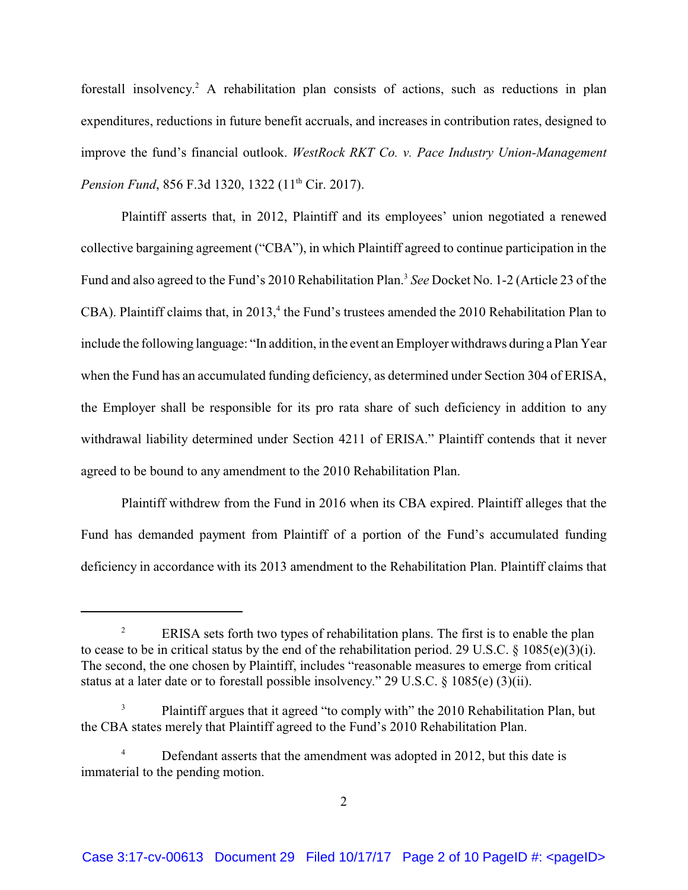forestall insolvency.[2] A rehabilitation plan consists of actions, such as reductions in plan expenditures, reductions in future benefit accruals, and increases in contribution rates, designed to improve the fund's financial outlook. *WestRock RKT Co. v. Pace Industry Union-Management Pension Fund*, 856 F.3d 1320, 1322 (11th Cir. 2017).

Plaintiff asserts that, in 2012, Plaintiff and its employees' union negotiated a renewed collective bargaining agreement ("CBA"), in which Plaintiff agreed to continue participation in the Fund and also agreed to the Fund's 2010 Rehabilitation Plan.[3] *See* Docket No. 1-2 (Article 23 of the CBA). Plaintiff claims that, in 2013,[4] the Fund's trustees amended the 2010 Rehabilitation Plan to include the following language: "In addition, in the event an Employer withdraws during a Plan Year when the Fund has an accumulated funding deficiency, as determined under Section 304 of ERISA, the Employer shall be responsible for its pro rata share of such deficiency in addition to any withdrawal liability determined under Section 4211 of ERISA." Plaintiff contends that it never agreed to be bound to any amendment to the 2010 Rehabilitation Plan.

Plaintiff withdrew from the Fund in 2016 when its CBA expired. Plaintiff alleges that the Fund has demanded payment from Plaintiff of a portion of the Fund's accumulated funding deficiency in accordance with its 2013 amendment to the Rehabilitation Plan. Plaintiff claims that

---

[2] ERISA sets forth two types of rehabilitation plans. The first is to enable the plan to cease to be in critical status by the end of the rehabilitation period. 29 U.S.C. § 1085(e)(3)(i). The second, the one chosen by Plaintiff, includes "reasonable measures to emerge from critical status at a later date or to forestall possible insolvency." 29 U.S.C. § 1085(e) (3)(ii).

[3] Plaintiff argues that it agreed "to comply with" the 2010 Rehabilitation Plan, but the CBA states merely that Plaintiff agreed to the Fund's 2010 Rehabilitation Plan.

[4] Defendant asserts that the amendment was adopted in 2012, but this date is immaterial to the pending motion.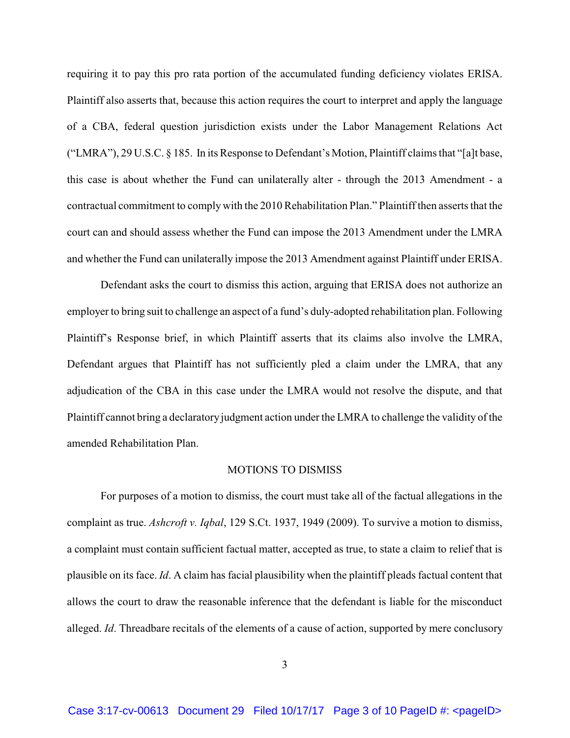requiring it to pay this pro rata portion of the accumulated funding deficiency violates ERISA. Plaintiff also asserts that, because this action requires the court to interpret and apply the language of a CBA, federal question jurisdiction exists under the Labor Management Relations Act ("LMRA"), 29 U.S.C. § 185. In its Response to Defendant's Motion, Plaintiff claims that "[a]t base, this case is about whether the Fund can unilaterally alter - through the 2013 Amendment - a contractual commitment to comply with the 2010 Rehabilitation Plan." Plaintiff then asserts that the court can and should assess whether the Fund can impose the 2013 Amendment under the LMRA and whether the Fund can unilaterally impose the 2013 Amendment against Plaintiff under ERISA.

Defendant asks the court to dismiss this action, arguing that ERISA does not authorize an employer to bring suit to challenge an aspect of a fund's duly-adopted rehabilitation plan. Following Plaintiff's Response brief, in which Plaintiff asserts that its claims also involve the LMRA, Defendant argues that Plaintiff has not sufficiently pled a claim under the LMRA, that any adjudication of the CBA in this case under the LMRA would not resolve the dispute, and that Plaintiff cannot bring a declaratory judgment action under the LMRA to challenge the validity of the amended Rehabilitation Plan.

## MOTIONS TO DISMISS

For purposes of a motion to dismiss, the court must take all of the factual allegations in the complaint as true. *Ashcroft v. Iqbal*, 129 S.Ct. 1937, 1949 (2009). To survive a motion to dismiss, a complaint must contain sufficient factual matter, accepted as true, to state a claim to relief that is plausible on its face. *Id*. A claim has facial plausibility when the plaintiff pleads factual content that allows the court to draw the reasonable inference that the defendant is liable for the misconduct alleged. *Id*. Threadbare recitals of the elements of a cause of action, supported by mere conclusory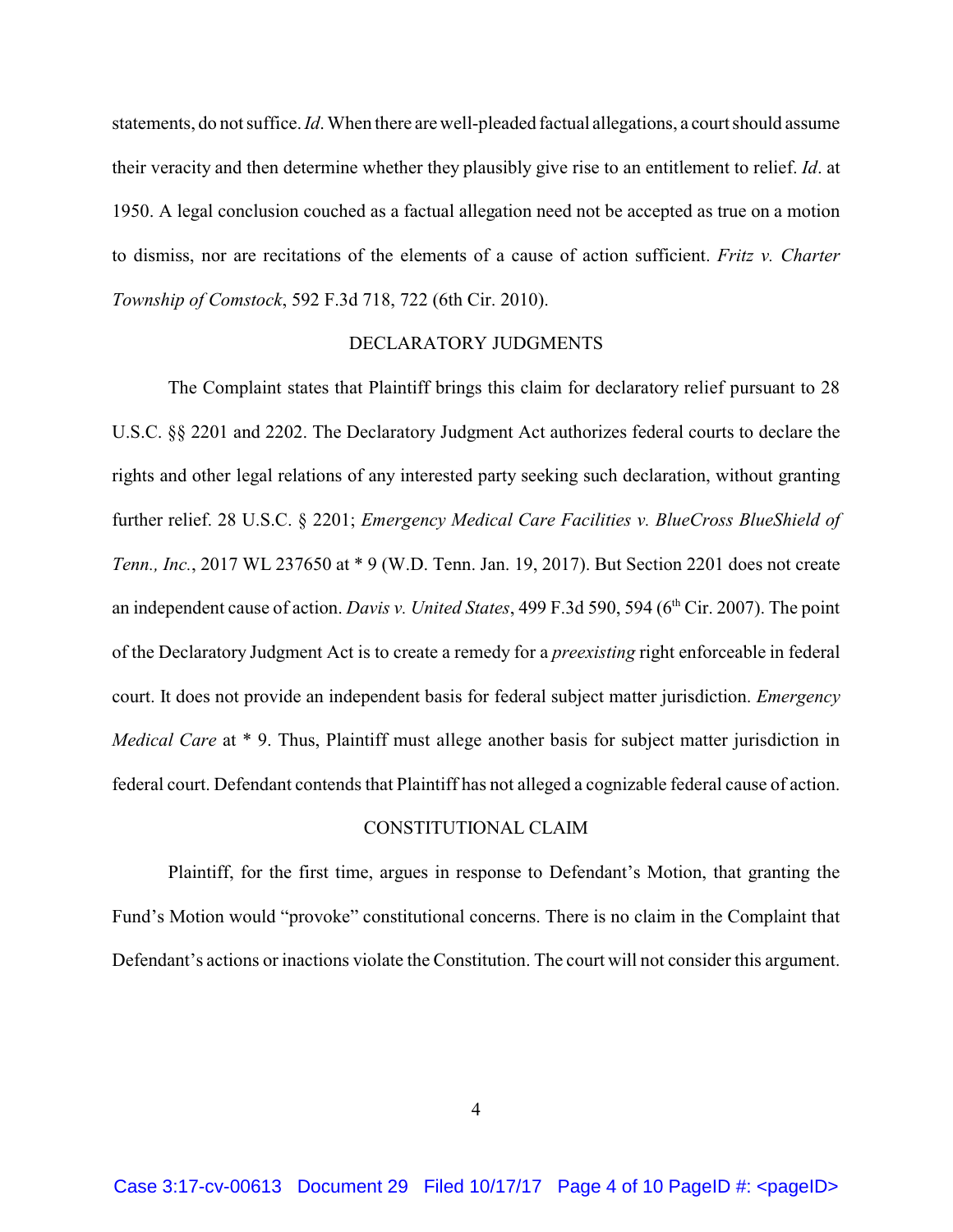statements, do not suffice. *Id*. When there are well-pleaded factual allegations, a court should assume their veracity and then determine whether they plausibly give rise to an entitlement to relief. *Id*. at 1950. A legal conclusion couched as a factual allegation need not be accepted as true on a motion to dismiss, nor are recitations of the elements of a cause of action sufficient. *Fritz v. Charter Township of Comstock*, 592 F.3d 718, 722 (6th Cir. 2010).

## DECLARATORY JUDGMENTS

The Complaint states that Plaintiff brings this claim for declaratory relief pursuant to 28 U.S.C. §§ 2201 and 2202. The Declaratory Judgment Act authorizes federal courts to declare the rights and other legal relations of any interested party seeking such declaration, without granting further relief. 28 U.S.C. § 2201; *Emergency Medical Care Facilities v. BlueCross BlueShield of Tenn., Inc.*, 2017 WL 237650 at * 9 (W.D. Tenn. Jan. 19, 2017). But Section 2201 does not create an independent cause of action. *Davis v. United States*, 499 F.3d 590, 594 (6th Cir. 2007). The point of the Declaratory Judgment Act is to create a remedy for a *preexisting* right enforceable in federal court. It does not provide an independent basis for federal subject matter jurisdiction. *Emergency Medical Care* at * 9. Thus, Plaintiff must allege another basis for subject matter jurisdiction in federal court. Defendant contends that Plaintiff has not alleged a cognizable federal cause of action.

## CONSTITUTIONAL CLAIM

Plaintiff, for the first time, argues in response to Defendant's Motion, that granting the Fund's Motion would "provoke" constitutional concerns. There is no claim in the Complaint that Defendant's actions or inactions violate the Constitution. The court will not consider this argument.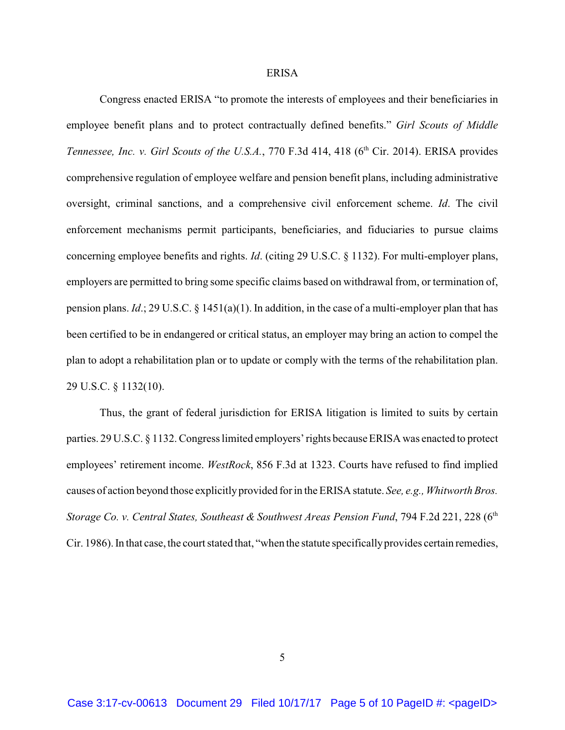## ERISA

Congress enacted ERISA "to promote the interests of employees and their beneficiaries in employee benefit plans and to protect contractually defined benefits." *Girl Scouts of Middle Tennessee, Inc. v. Girl Scouts of the U.S.A.*, 770 F.3d 414, 418 (6th Cir. 2014). ERISA provides comprehensive regulation of employee welfare and pension benefit plans, including administrative oversight, criminal sanctions, and a comprehensive civil enforcement scheme. *Id*. The civil enforcement mechanisms permit participants, beneficiaries, and fiduciaries to pursue claims concerning employee benefits and rights. *Id*. (citing 29 U.S.C. § 1132). For multi-employer plans, employers are permitted to bring some specific claims based on withdrawal from, or termination of, pension plans. *Id*.; 29 U.S.C. § 1451(a)(1). In addition, in the case of a multi-employer plan that has been certified to be in endangered or critical status, an employer may bring an action to compel the plan to adopt a rehabilitation plan or to update or comply with the terms of the rehabilitation plan. 29 U.S.C. § 1132(10).

Thus, the grant of federal jurisdiction for ERISA litigation is limited to suits by certain parties. 29 U.S.C. § 1132. Congress limited employers' rights because ERISA was enacted to protect employees' retirement income. *WestRock*, 856 F.3d at 1323. Courts have refused to find implied causes of action beyond those explicitly provided for in the ERISA statute. *See, e.g., Whitworth Bros. Storage Co. v. Central States, Southeast & Southwest Areas Pension Fund*, 794 F.2d 221, 228 (6th Cir. 1986). In that case, the court stated that, "when the statute specifically provides certain remedies,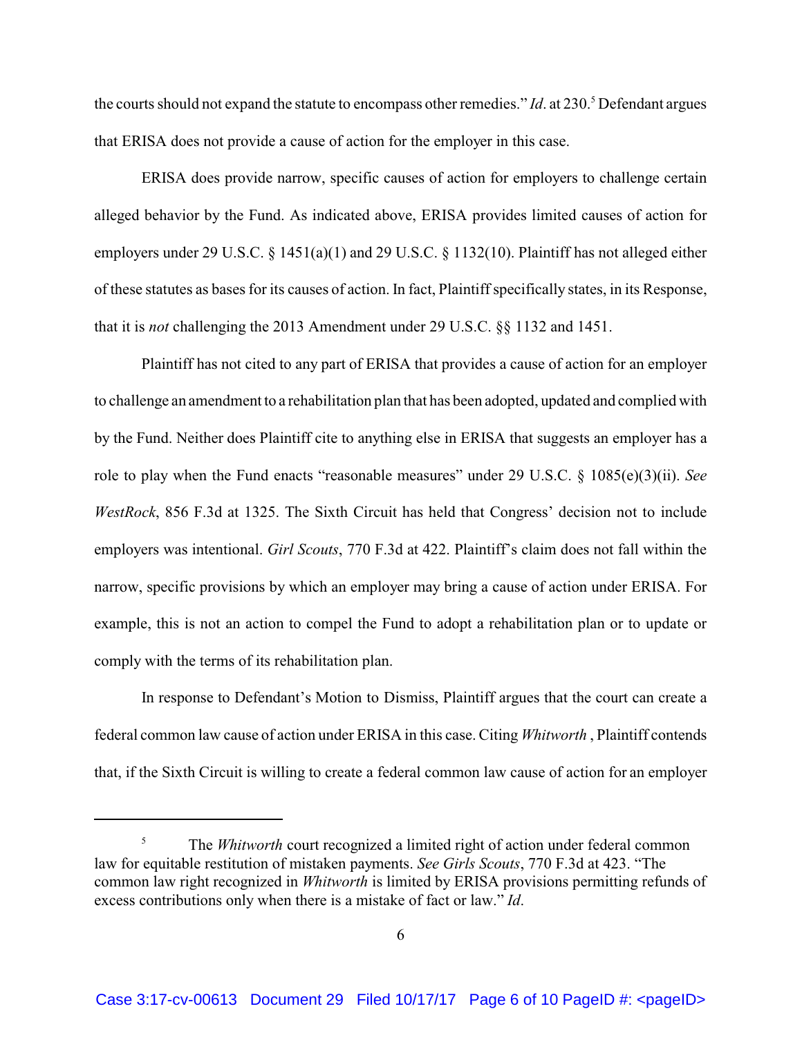the courts should not expand the statute to encompass other remedies." *Id*. at 230.[5] Defendant argues that ERISA does not provide a cause of action for the employer in this case.

ERISA does provide narrow, specific causes of action for employers to challenge certain alleged behavior by the Fund. As indicated above, ERISA provides limited causes of action for employers under 29 U.S.C. § 1451(a)(1) and 29 U.S.C. § 1132(10). Plaintiff has not alleged either of these statutes as bases for its causes of action. In fact, Plaintiff specifically states, in its Response, that it is *not* challenging the 2013 Amendment under 29 U.S.C. §§ 1132 and 1451.

Plaintiff has not cited to any part of ERISA that provides a cause of action for an employer to challenge an amendment to a rehabilitation plan that has been adopted, updated and complied with by the Fund. Neither does Plaintiff cite to anything else in ERISA that suggests an employer has a role to play when the Fund enacts "reasonable measures" under 29 U.S.C. § 1085(e)(3)(ii). *See WestRock*, 856 F.3d at 1325. The Sixth Circuit has held that Congress' decision not to include employers was intentional. *Girl Scouts*, 770 F.3d at 422. Plaintiff's claim does not fall within the narrow, specific provisions by which an employer may bring a cause of action under ERISA. For example, this is not an action to compel the Fund to adopt a rehabilitation plan or to update or comply with the terms of its rehabilitation plan.

In response to Defendant's Motion to Dismiss, Plaintiff argues that the court can create a federal common law cause of action under ERISA in this case. Citing *Whitworth* , Plaintiff contends that, if the Sixth Circuit is willing to create a federal common law cause of action for an employer

---

[5] The *Whitworth* court recognized a limited right of action under federal common law for equitable restitution of mistaken payments. *See Girls Scouts*, 770 F.3d at 423. "The common law right recognized in *Whitworth* is limited by ERISA provisions permitting refunds of excess contributions only when there is a mistake of fact or law." *Id*.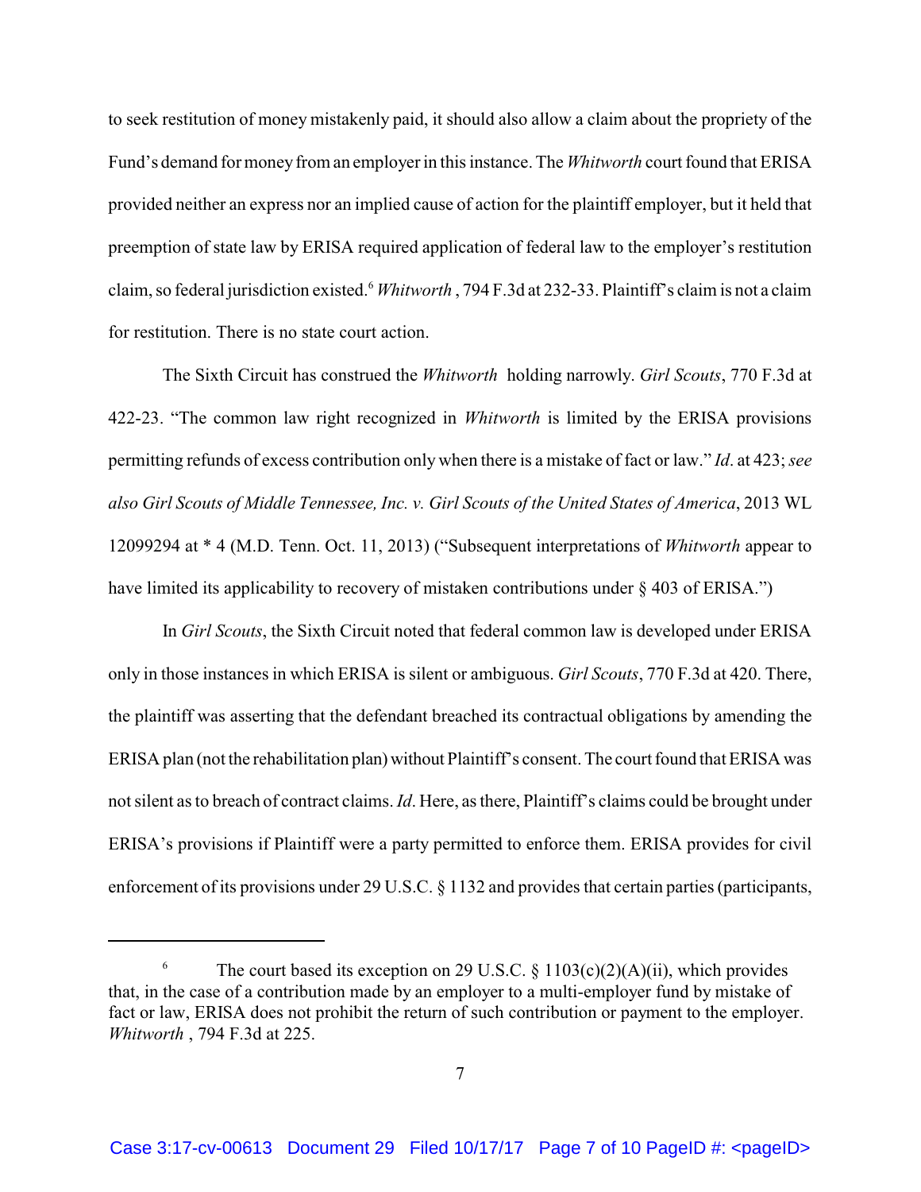to seek restitution of money mistakenly paid, it should also allow a claim about the propriety of the Fund's demand for money from an employer in this instance. The *Whitworth* court found that ERISA provided neither an express nor an implied cause of action for the plaintiff employer, but it held that preemption of state law by ERISA required application of federal law to the employer's restitution claim, so federal jurisdiction existed.[6] *Whitworth* , 794 F.3d at 232-33. Plaintiff's claim is not a claim for restitution. There is no state court action.

The Sixth Circuit has construed the *Whitworth* holding narrowly. *Girl Scouts*, 770 F.3d at 422-23. "The common law right recognized in *Whitworth* is limited by the ERISA provisions permitting refunds of excess contribution only when there is a mistake of fact or law." *Id*. at 423; *see also Girl Scouts of Middle Tennessee, Inc. v. Girl Scouts of the United States of America*, 2013 WL 12099294 at * 4 (M.D. Tenn. Oct. 11, 2013) ("Subsequent interpretations of *Whitworth* appear to have limited its applicability to recovery of mistaken contributions under § 403 of ERISA.")

In *Girl Scouts*, the Sixth Circuit noted that federal common law is developed under ERISA only in those instances in which ERISA is silent or ambiguous. *Girl Scouts*, 770 F.3d at 420. There, the plaintiff was asserting that the defendant breached its contractual obligations by amending the ERISA plan (not the rehabilitation plan) without Plaintiff's consent. The court found that ERISA was not silent as to breach of contract claims. *Id*. Here, as there, Plaintiff's claims could be brought under ERISA's provisions if Plaintiff were a party permitted to enforce them. ERISA provides for civil enforcement of its provisions under 29 U.S.C. § 1132 and provides that certain parties (participants,

---

[6] The court based its exception on 29 U.S.C. § 1103(c)(2)(A)(ii), which provides that, in the case of a contribution made by an employer to a multi-employer fund by mistake of fact or law, ERISA does not prohibit the return of such contribution or payment to the employer. *Whitworth* , 794 F.3d at 225.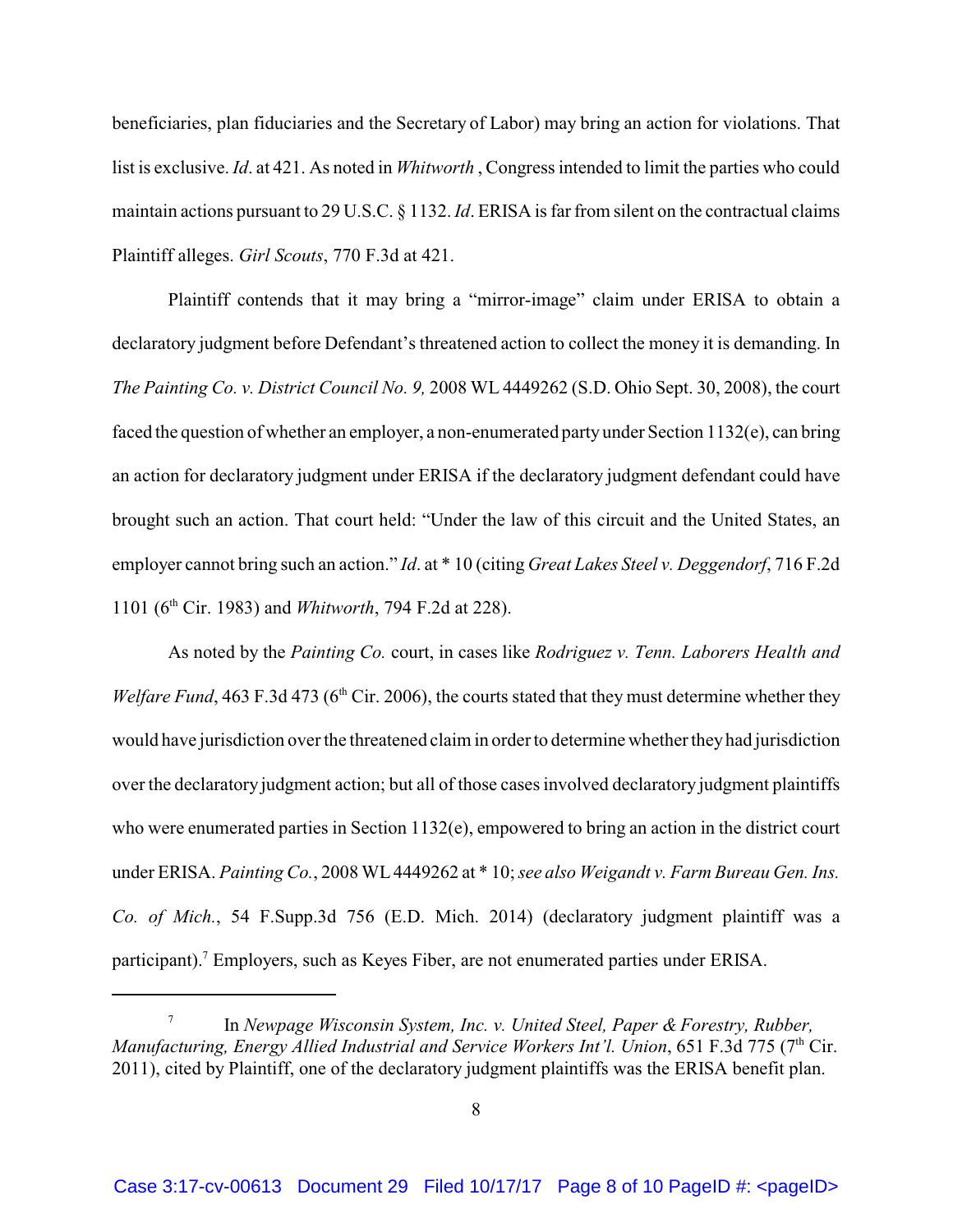beneficiaries, plan fiduciaries and the Secretary of Labor) may bring an action for violations. That list is exclusive. *Id*. at 421. As noted in *Whitworth* , Congress intended to limit the parties who could maintain actions pursuant to 29 U.S.C. § 1132. *Id*. ERISA is far from silent on the contractual claims Plaintiff alleges. *Girl Scouts*, 770 F.3d at 421.

Plaintiff contends that it may bring a "mirror-image" claim under ERISA to obtain a declaratory judgment before Defendant's threatened action to collect the money it is demanding. In *The Painting Co. v. District Council No. 9,* 2008 WL 4449262 (S.D. Ohio Sept. 30, 2008), the court faced the question of whether an employer, a non-enumerated party under Section 1132(e), can bring an action for declaratory judgment under ERISA if the declaratory judgment defendant could have brought such an action. That court held: "Under the law of this circuit and the United States, an employer cannot bring such an action." *Id*. at * 10 (citing *Great Lakes Steel v. Deggendorf*, 716 F.2d 1101 (6th Cir. 1983) and *Whitworth*, 794 F.2d at 228).

As noted by the *Painting Co.* court, in cases like *Rodriguez v. Tenn. Laborers Health and Welfare Fund*, 463 F.3d 473 (6th Cir. 2006), the courts stated that they must determine whether they would have jurisdiction over the threatened claim in order to determine whether they had jurisdiction over the declaratory judgment action; but all of those cases involved declaratory judgment plaintiffs who were enumerated parties in Section 1132(e), empowered to bring an action in the district court under ERISA. *Painting Co.*, 2008 WL 4449262 at * 10; *see also Weigandt v. Farm Bureau Gen. Ins. Co. of Mich.*, 54 F.Supp.3d 756 (E.D. Mich. 2014) (declaratory judgment plaintiff was a participant).[7] Employers, such as Keyes Fiber, are not enumerated parties under ERISA.

---

[7] In *Newpage Wisconsin System, Inc. v. United Steel, Paper & Forestry, Rubber, Manufacturing, Energy Allied Industrial and Service Workers Int'l. Union*, 651 F.3d 775 (7th Cir. 2011), cited by Plaintiff, one of the declaratory judgment plaintiffs was the ERISA benefit plan.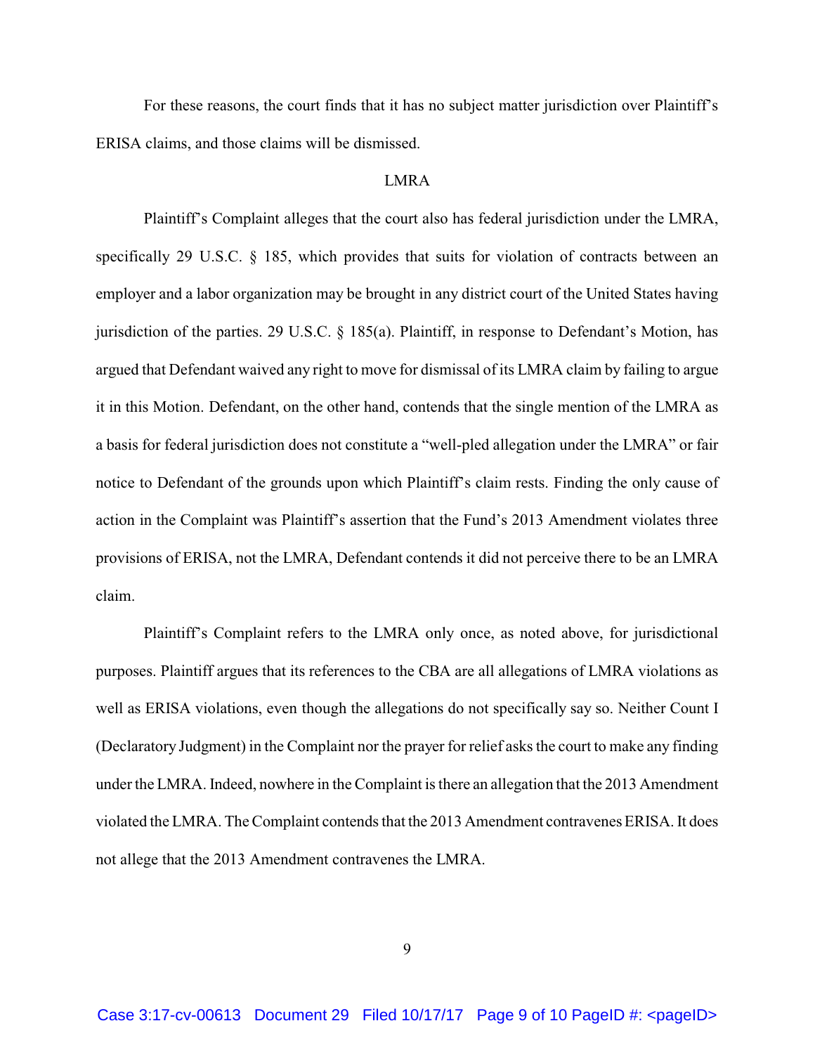For these reasons, the court finds that it has no subject matter jurisdiction over Plaintiff's ERISA claims, and those claims will be dismissed.

LMRA

Plaintiff's Complaint alleges that the court also has federal jurisdiction under the LMRA, specifically 29 U.S.C. § 185, which provides that suits for violation of contracts between an employer and a labor organization may be brought in any district court of the United States having jurisdiction of the parties. 29 U.S.C. § 185(a). Plaintiff, in response to Defendant's Motion, has argued that Defendant waived any right to move for dismissal of its LMRA claim by failing to argue it in this Motion. Defendant, on the other hand, contends that the single mention of the LMRA as a basis for federal jurisdiction does not constitute a "well-pled allegation under the LMRA" or fair notice to Defendant of the grounds upon which Plaintiff's claim rests. Finding the only cause of action in the Complaint was Plaintiff's assertion that the Fund's 2013 Amendment violates three provisions of ERISA, not the LMRA, Defendant contends it did not perceive there to be an LMRA claim.

Plaintiff's Complaint refers to the LMRA only once, as noted above, for jurisdictional purposes. Plaintiff argues that its references to the CBA are all allegations of LMRA violations as well as ERISA violations, even though the allegations do not specifically say so. Neither Count I (Declaratory Judgment) in the Complaint nor the prayer for relief asks the court to make any finding under the LMRA. Indeed, nowhere in the Complaint is there an allegation that the 2013 Amendment violated the LMRA. The Complaint contends that the 2013 Amendment contravenes ERISA. It does not allege that the 2013 Amendment contravenes the LMRA.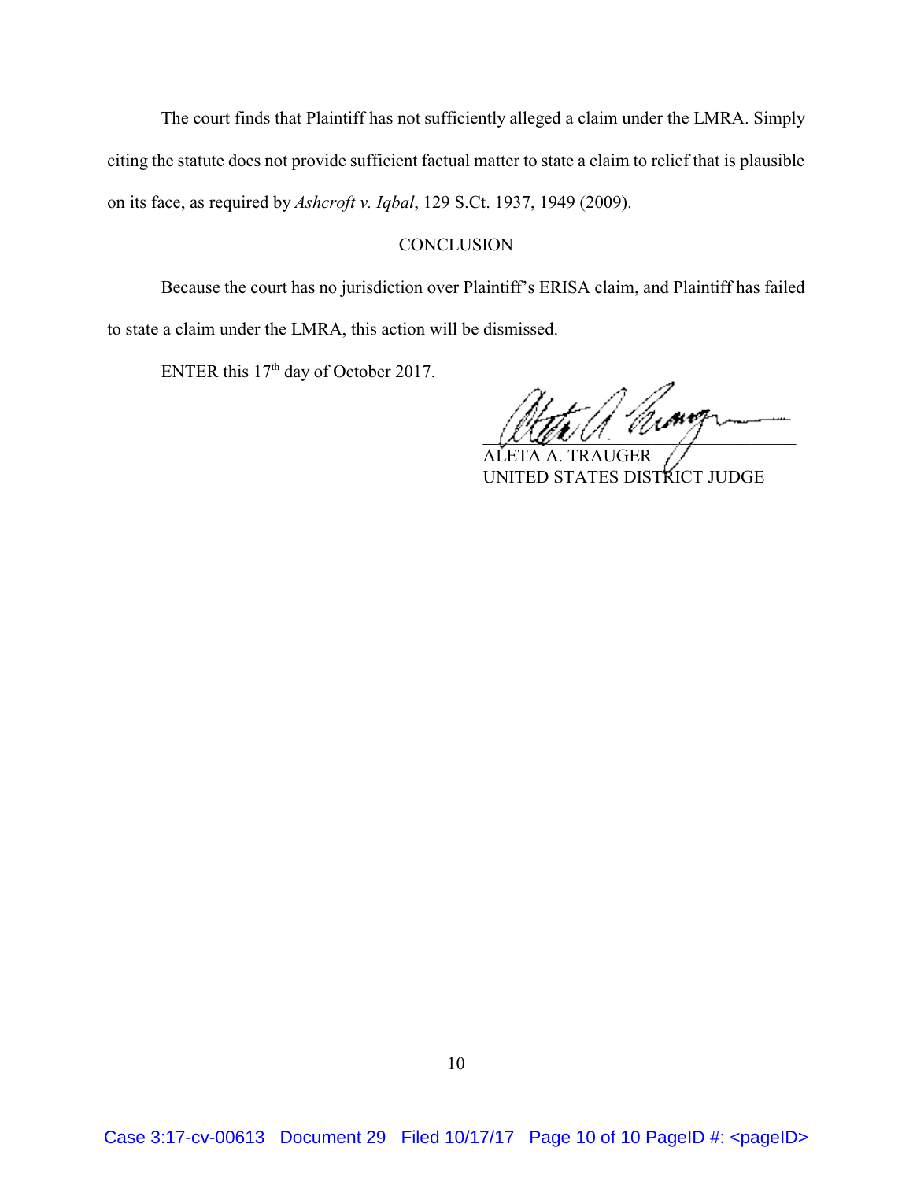The court finds that Plaintiff has not sufficiently alleged a claim under the LMRA. Simply citing the statute does not provide sufficient factual matter to state a claim to relief that is plausible on its face, as required by *Ashcroft v. Iqbal*, 129 S.Ct. 1937, 1949 (2009).

## CONCLUSION

Because the court has no jurisdiction over Plaintiff's ERISA claim, and Plaintiff has failed to state a claim under the LMRA, this action will be dismissed.

ENTER this 17th day of October 2017.

ALETA A. TRAUGER
UNITED STATES DISTRICT JUDGE